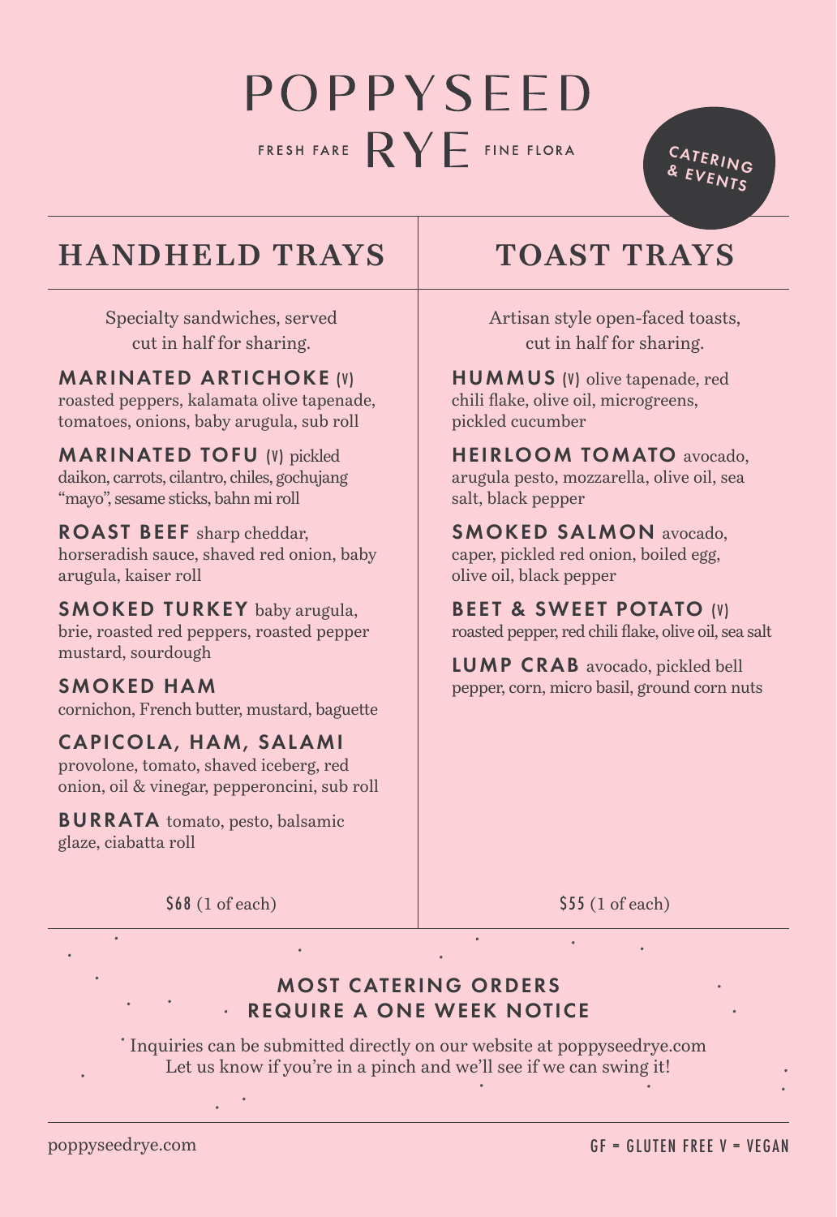# POPPYSEED RYE

FRESH FARE · FINE FLORA

CATERING & EVENTS

## HANDHELD TRAYS

Specialty sandwiches, served cut in half for sharing.

**MARINATED ARTICHOKE (V)** roasted peppers, kalamata olive tapenade, tomatoes, onions, baby arugula, sub roll

**MARINATED TOFU (V)** pickled daikon, carrots, cilantro, chiles, gochujang "mayo", sesame sticks, bahn mi roll

**ROAST BEEF** sharp cheddar, horseradish sauce, shaved red onion, baby arugula, kaiser roll

**SMOKED TURKEY** baby arugula, brie, roasted red peppers, roasted pepper mustard, sourdough

**SMOKED HAM** cornichon, French butter, mustard, baguette

**CAPICOLA, HAM, SALAMI** provolone, tomato, shaved iceberg, red onion, oil & vinegar, pepperoncini, sub roll

**BURRATA** tomato, pesto, balsamic glaze, ciabatta roll

$68 (1 of each)

## TOAST TRAYS

Artisan style open-faced toasts, cut in half for sharing.

**HUMMUS (V)** olive tapenade, red chili flake, olive oil, microgreens, pickled cucumber

**HEIRLOOM TOMATO** avocado, arugula pesto, mozzarella, olive oil, sea salt, black pepper

**SMOKED SALMON** avocado, caper, pickled red onion, boiled egg, olive oil, black pepper

**BEET & SWEET POTATO (V)** roasted pepper, red chili flake, olive oil, sea salt

**LUMP CRAB** avocado, pickled bell pepper, corn, micro basil, ground corn nuts

$55 (1 of each)

### MOST CATERING ORDERS REQUIRE A ONE WEEK NOTICE

Inquiries can be submitted directly on our website at poppyseedrye.com
Let us know if you're in a pinch and we'll see if we can swing it!

poppyseedrye.com

GF = GLUTEN FREE V = VEGAN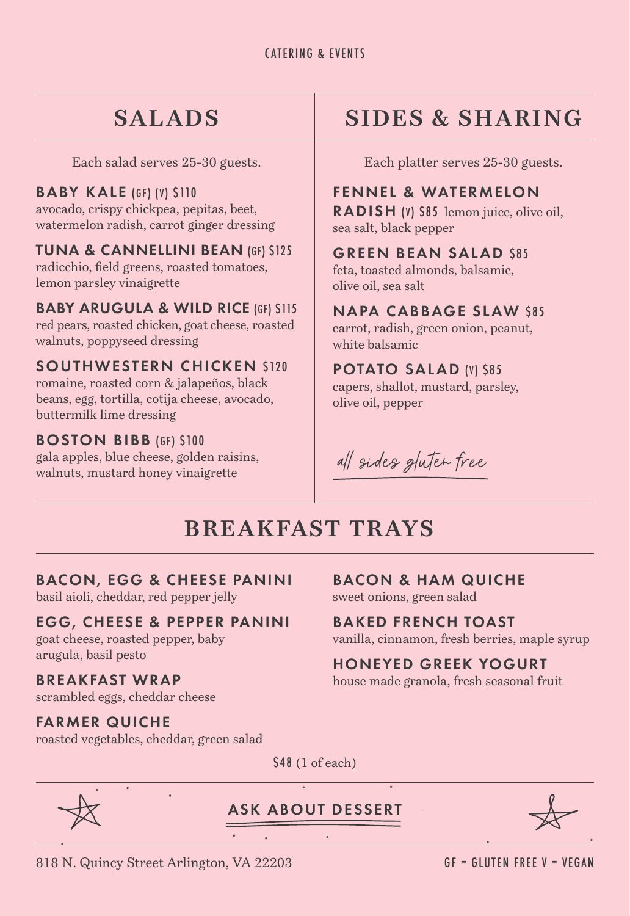CATERING & EVENTS

## SALADS

Each salad serves 25-30 guests.

**BABY KALE** (GF) (V) $110
avocado, crispy chickpea, pepitas, beet, watermelon radish, carrot ginger dressing

**TUNA & CANNELLINI BEAN** (GF) $125
radicchio, field greens, roasted tomatoes, lemon parsley vinaigrette

**BABY ARUGULA & WILD RICE** (GF) $115
red pears, roasted chicken, goat cheese, roasted walnuts, poppyseed dressing

**SOUTHWESTERN CHICKEN** $120
romaine, roasted corn & jalapeños, black beans, egg, tortilla, cotija cheese, avocado, buttermilk lime dressing

**BOSTON BIBB** (GF) $100
gala apples, blue cheese, golden raisins, walnuts, mustard honey vinaigrette

## SIDES & SHARING

Each platter serves 25-30 guests.

**FENNEL & WATERMELON RADISH** (V) $85 lemon juice, olive oil, sea salt, black pepper

**GREEN BEAN SALAD** $85
feta, toasted almonds, balsamic, olive oil, sea salt

**NAPA CABBAGE SLAW** $85
carrot, radish, green onion, peanut, white balsamic

**POTATO SALAD** (V) $85
capers, shallot, mustard, parsley, olive oil, pepper

*all sides gluten free*

## BREAKFAST TRAYS

**BACON, EGG & CHEESE PANINI**
basil aioli, cheddar, red pepper jelly

**EGG, CHEESE & PEPPER PANINI**
goat cheese, roasted pepper, baby arugula, basil pesto

**BREAKFAST WRAP**
scrambled eggs, cheddar cheese

**FARMER QUICHE**
roasted vegetables, cheddar, green salad

**BACON & HAM QUICHE**
sweet onions, green salad

**BAKED FRENCH TOAST**
vanilla, cinnamon, fresh berries, maple syrup

**HONEYED GREEK YOGURT**
house made granola, fresh seasonal fruit

$48 (1 of each)

**ASK ABOUT DESSERT**

818 N. Quincy Street Arlington, VA 22203

GF = GLUTEN FREE V = VEGAN